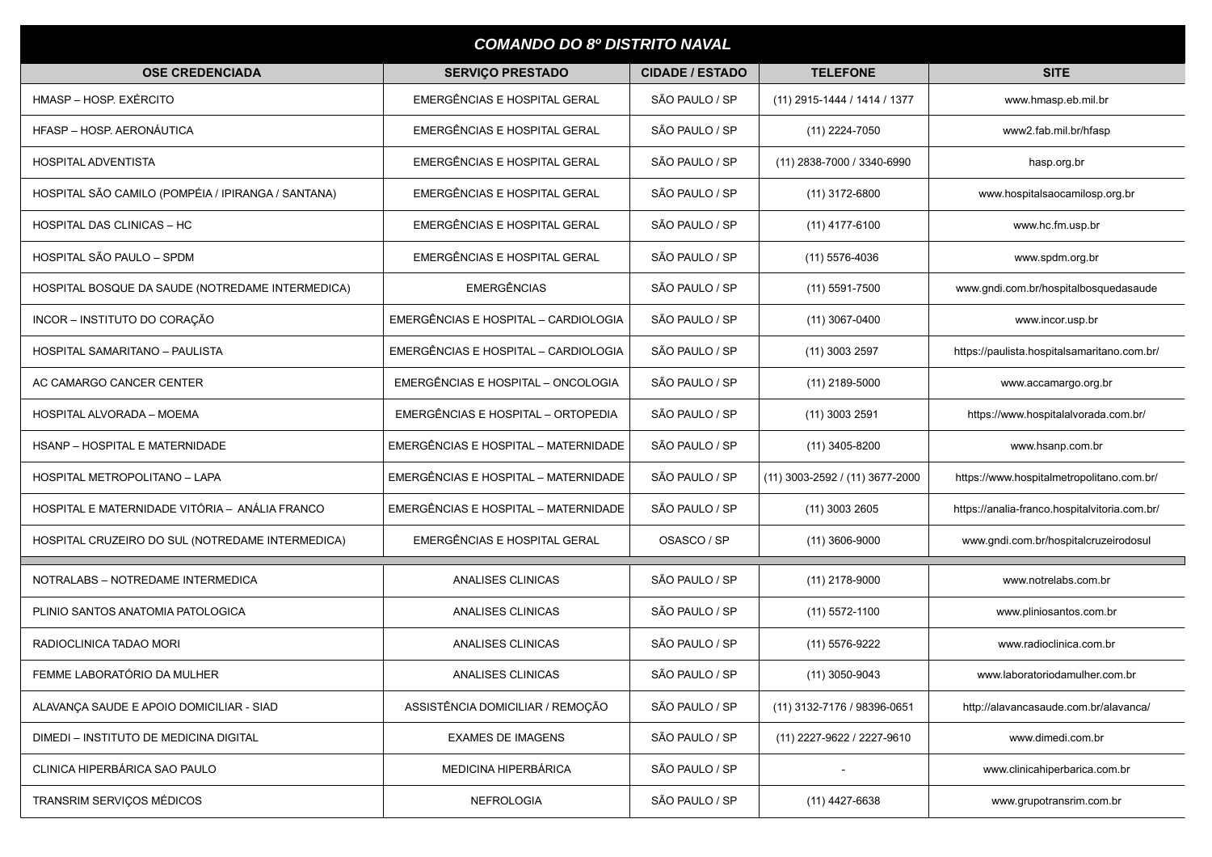# COMANDO DO 8º DISTRITO NAVAL

| OSE CREDENCIADA | SERVIÇO PRESTADO | CIDADE / ESTADO | TELEFONE | SITE |
| --- | --- | --- | --- | --- |
| HMASP – HOSP. EXÉRCITO | EMERGÊNCIAS E HOSPITAL GERAL | SÃO PAULO / SP | (11) 2915-1444 / 1414 / 1377 | www.hmasp.eb.mil.br |
| HFASP – HOSP. AERONÁUTICA | EMERGÊNCIAS E HOSPITAL GERAL | SÃO PAULO / SP | (11) 2224-7050 | www2.fab.mil.br/hfasp |
| HOSPITAL ADVENTISTA | EMERGÊNCIAS E HOSPITAL GERAL | SÃO PAULO / SP | (11) 2838-7000 / 3340-6990 | hasp.org.br |
| HOSPITAL SÃO CAMILO (POMPÉIA / IPIRANGA / SANTANA) | EMERGÊNCIAS E HOSPITAL GERAL | SÃO PAULO / SP | (11) 3172-6800 | www.hospitalsaocamilosp.org.br |
| HOSPITAL DAS CLINICAS – HC | EMERGÊNCIAS E HOSPITAL GERAL | SÃO PAULO / SP | (11) 4177-6100 | www.hc.fm.usp.br |
| HOSPITAL SÃO PAULO – SPDM | EMERGÊNCIAS E HOSPITAL GERAL | SÃO PAULO / SP | (11) 5576-4036 | www.spdm.org.br |
| HOSPITAL BOSQUE DA SAUDE (NOTREDAME INTERMEDICA) | EMERGÊNCIAS | SÃO PAULO / SP | (11) 5591-7500 | www.gndi.com.br/hospitalbosquedasaude |
| INCOR – INSTITUTO DO CORAÇÃO | EMERGÊNCIAS E HOSPITAL – CARDIOLOGIA | SÃO PAULO / SP | (11) 3067-0400 | www.incor.usp.br |
| HOSPITAL SAMARITANO – PAULISTA | EMERGÊNCIAS E HOSPITAL – CARDIOLOGIA | SÃO PAULO / SP | (11) 3003 2597 | https://paulista.hospitalsamaritano.com.br/ |
| AC CAMARGO CANCER CENTER | EMERGÊNCIAS E HOSPITAL – ONCOLOGIA | SÃO PAULO / SP | (11) 2189-5000 | www.accamargo.org.br |
| HOSPITAL ALVORADA – MOEMA | EMERGÊNCIAS E HOSPITAL – ORTOPEDIA | SÃO PAULO / SP | (11) 3003 2591 | https://www.hospitalalvorada.com.br/ |
| HSANP – HOSPITAL E MATERNIDADE | EMERGÊNCIAS E HOSPITAL – MATERNIDADE | SÃO PAULO / SP | (11) 3405-8200 | www.hsanp.com.br |
| HOSPITAL METROPOLITANO – LAPA | EMERGÊNCIAS E HOSPITAL – MATERNIDADE | SÃO PAULO / SP | (11) 3003-2592 / (11) 3677-2000 | https://www.hospitalmetropolitano.com.br/ |
| HOSPITAL E MATERNIDADE VITÓRIA – ANÁLIA FRANCO | EMERGÊNCIAS E HOSPITAL – MATERNIDADE | SÃO PAULO / SP | (11) 3003 2605 | https://analia-franco.hospitalvitoria.com.br/ |
| HOSPITAL CRUZEIRO DO SUL (NOTREDAME INTERMEDICA) | EMERGÊNCIAS E HOSPITAL GERAL | OSASCO / SP | (11) 3606-9000 | www.gndi.com.br/hospitalcruzeirodosul |
| NOTRALABS – NOTREDAME INTERMEDICA | ANALISES CLINICAS | SÃO PAULO / SP | (11) 2178-9000 | www.notrelabs.com.br |
| PLINIO SANTOS ANATOMIA PATOLOGICA | ANALISES CLINICAS | SÃO PAULO / SP | (11) 5572-1100 | www.pliniosantos.com.br |
| RADIOCLINICA TADAO MORI | ANALISES CLINICAS | SÃO PAULO / SP | (11) 5576-9222 | www.radioclinica.com.br |
| FEMME LABORATÓRIO DA MULHER | ANALISES CLINICAS | SÃO PAULO / SP | (11) 3050-9043 | www.laboratoriodamulher.com.br |
| ALAVANÇA SAUDE E APOIO DOMICILIAR - SIAD | ASSISTÊNCIA DOMICILIAR / REMOÇÃO | SÃO PAULO / SP | (11) 3132-7176 / 98396-0651 | http://alavancasaude.com.br/alavanca/ |
| DIMEDI – INSTITUTO DE MEDICINA DIGITAL | EXAMES DE IMAGENS | SÃO PAULO / SP | (11) 2227-9622 / 2227-9610 | www.dimedi.com.br |
| CLINICA HIPERBÁRICA SAO PAULO | MEDICINA HIPERBÁRICA | SÃO PAULO / SP | - | www.clinicahiperbarica.com.br |
| TRANSRIM SERVIÇOS MÉDICOS | NEFROLOGIA | SÃO PAULO / SP | (11) 4427-6638 | www.grupotransrim.com.br |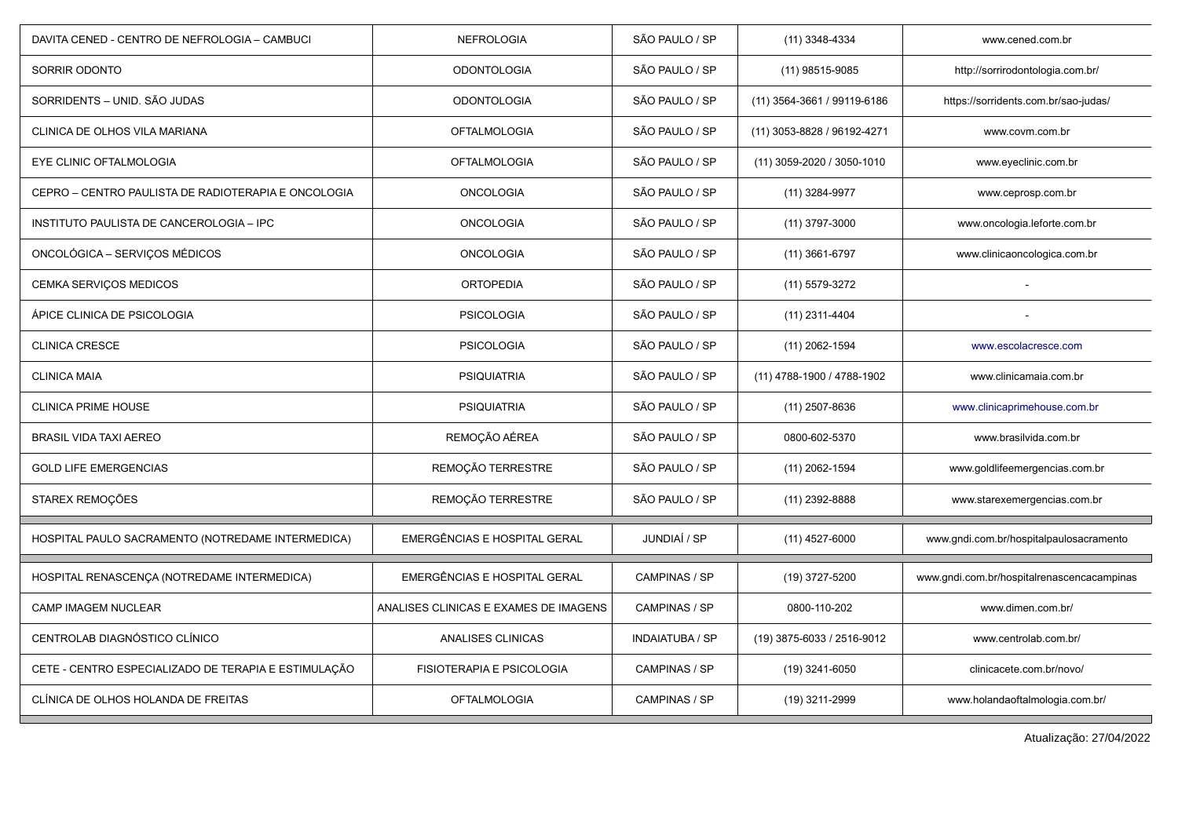| | | | | |
|---|---|---|---|---|
| DAVITA CENED - CENTRO DE NEFROLOGIA – CAMBUCI | NEFROLOGIA | SÃO PAULO / SP | (11) 3348-4334 | www.cened.com.br |
| SORRIR ODONTO | ODONTOLOGIA | SÃO PAULO / SP | (11) 98515-9085 | http://sorrirodontologia.com.br/ |
| SORRIDENTS – UNID. SÃO JUDAS | ODONTOLOGIA | SÃO PAULO / SP | (11) 3564-3661 / 99119-6186 | https://sorridents.com.br/sao-judas/ |
| CLINICA DE OLHOS VILA MARIANA | OFTALMOLOGIA | SÃO PAULO / SP | (11) 3053-8828 / 96192-4271 | www.covm.com.br |
| EYE CLINIC OFTALMOLOGIA | OFTALMOLOGIA | SÃO PAULO / SP | (11) 3059-2020 / 3050-1010 | www.eyeclinic.com.br |
| CEPRO – CENTRO PAULISTA DE RADIOTERAPIA E ONCOLOGIA | ONCOLOGIA | SÃO PAULO / SP | (11) 3284-9977 | www.ceprosp.com.br |
| INSTITUTO PAULISTA DE CANCEROLOGIA – IPC | ONCOLOGIA | SÃO PAULO / SP | (11) 3797-3000 | www.oncologia.leforte.com.br |
| ONCOLÓGICA – SERVIÇOS MÉDICOS | ONCOLOGIA | SÃO PAULO / SP | (11) 3661-6797 | www.clinicaoncologica.com.br |
| CEMKA SERVIÇOS MEDICOS | ORTOPEDIA | SÃO PAULO / SP | (11) 5579-3272 | - |
| ÁPICE CLINICA DE PSICOLOGIA | PSICOLOGIA | SÃO PAULO / SP | (11) 2311-4404 | - |
| CLINICA CRESCE | PSICOLOGIA | SÃO PAULO / SP | (11) 2062-1594 | www.escolacresce.com |
| CLINICA MAIA | PSIQUIATRIA | SÃO PAULO / SP | (11) 4788-1900 / 4788-1902 | www.clinicamaia.com.br |
| CLINICA PRIME HOUSE | PSIQUIATRIA | SÃO PAULO / SP | (11) 2507-8636 | www.clinicaprimehouse.com.br |
| BRASIL VIDA TAXI AEREO | REMOÇÃO AÉREA | SÃO PAULO / SP | 0800-602-5370 | www.brasilvida.com.br |
| GOLD LIFE EMERGENCIAS | REMOÇÃO TERRESTRE | SÃO PAULO / SP | (11) 2062-1594 | www.goldlifeemergencias.com.br |
| STAREX REMOÇÕES | REMOÇÃO TERRESTRE | SÃO PAULO / SP | (11) 2392-8888 | www.starexemergencias.com.br |
| HOSPITAL PAULO SACRAMENTO (NOTREDAME INTERMEDICA) | EMERGÊNCIAS E HOSPITAL GERAL | JUNDIAÍ / SP | (11) 4527-6000 | www.gndi.com.br/hospitalpaulosacramento |
| HOSPITAL RENASCENÇA (NOTREDAME INTERMEDICA) | EMERGÊNCIAS E HOSPITAL GERAL | CAMPINAS / SP | (19) 3727-5200 | www.gndi.com.br/hospitalrenascencacampinas |
| CAMP IMAGEM NUCLEAR | ANALISES CLINICAS E EXAMES DE IMAGENS | CAMPINAS / SP | 0800-110-202 | www.dimen.com.br/ |
| CENTROLAB DIAGNÓSTICO CLÍNICO | ANALISES CLINICAS | INDAIATUBA / SP | (19) 3875-6033 / 2516-9012 | www.centrolab.com.br/ |
| CETE - CENTRO ESPECIALIZADO DE TERAPIA E ESTIMULAÇÃO | FISIOTERAPIA E PSICOLOGIA | CAMPINAS / SP | (19) 3241-6050 | clinicacete.com.br/novo/ |
| CLÍNICA DE OLHOS HOLANDA DE FREITAS | OFTALMOLOGIA | CAMPINAS / SP | (19) 3211-2999 | www.holandaoftalmologia.com.br/ |

Atualização: 27/04/2022